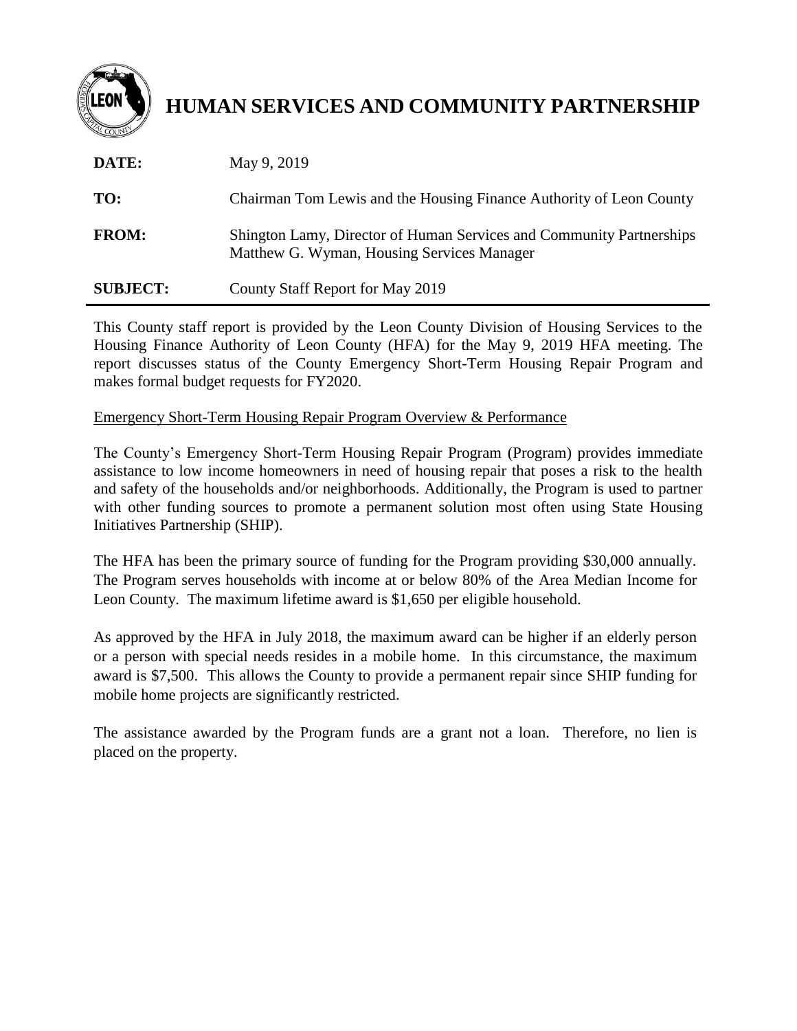# HUMAN SERVICES AND COMMUNITY PARTNERSHIP

**DATE:** May 9, 2019

**TO:** Chairman Tom Lewis and the Housing Finance Authority of Leon County

**FROM:** Shington Lamy, Director of Human Services and Community Partnerships
Matthew G. Wyman, Housing Services Manager

**SUBJECT:** County Staff Report for May 2019

---

This County staff report is provided by the Leon County Division of Housing Services to the Housing Finance Authority of Leon County (HFA) for the May 9, 2019 HFA meeting. The report discusses status of the County Emergency Short-Term Housing Repair Program and makes formal budget requests for FY2020.

Emergency Short-Term Housing Repair Program Overview & Performance

The County's Emergency Short-Term Housing Repair Program (Program) provides immediate assistance to low income homeowners in need of housing repair that poses a risk to the health and safety of the households and/or neighborhoods. Additionally, the Program is used to partner with other funding sources to promote a permanent solution most often using State Housing Initiatives Partnership (SHIP).

The HFA has been the primary source of funding for the Program providing $30,000 annually. The Program serves households with income at or below 80% of the Area Median Income for Leon County. The maximum lifetime award is $1,650 per eligible household.

As approved by the HFA in July 2018, the maximum award can be higher if an elderly person or a person with special needs resides in a mobile home. In this circumstance, the maximum award is $7,500. This allows the County to provide a permanent repair since SHIP funding for mobile home projects are significantly restricted.

The assistance awarded by the Program funds are a grant not a loan. Therefore, no lien is placed on the property.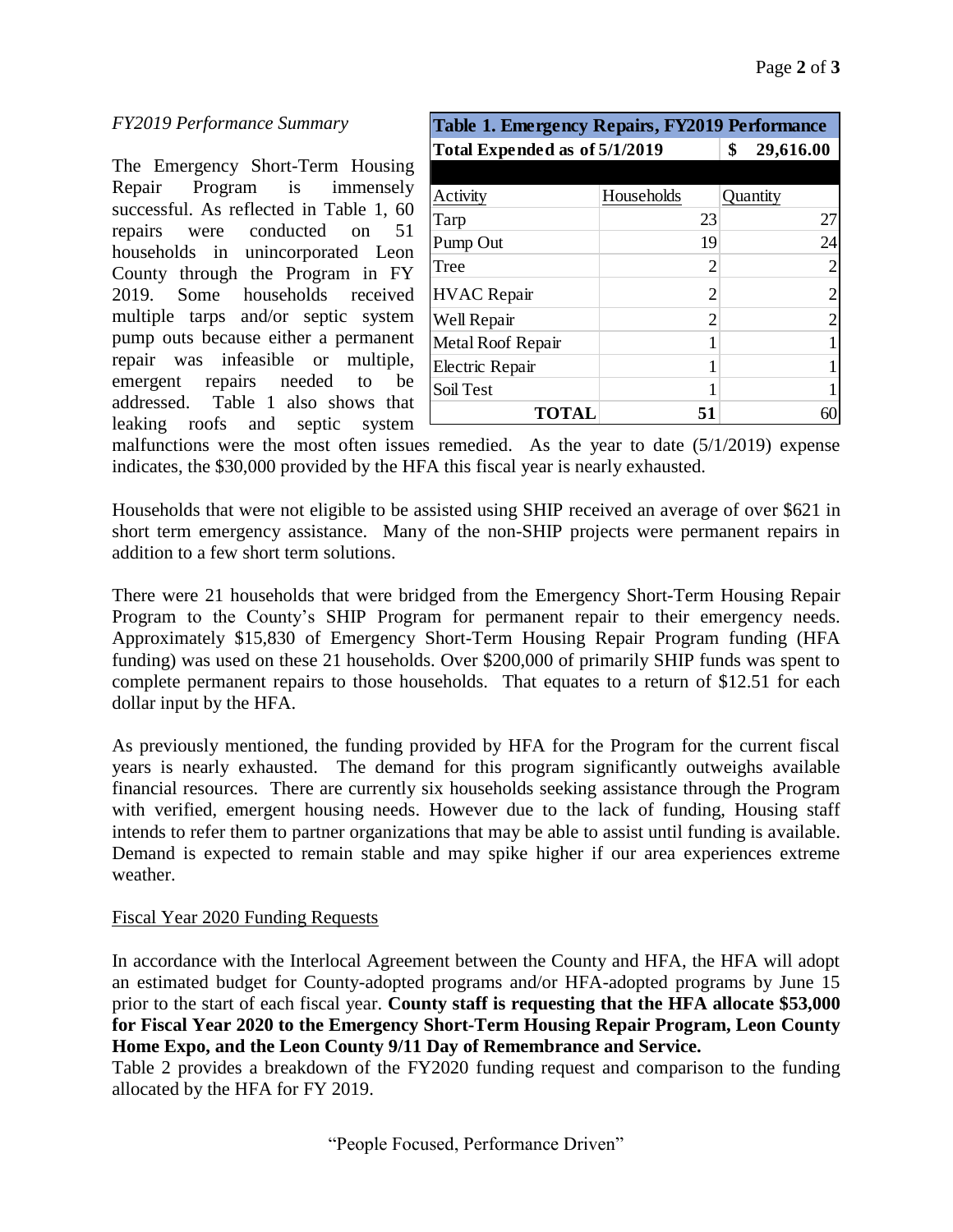*FY2019 Performance Summary*

| Table 1. Emergency Repairs, FY2019 Performance | | |
|---|---|---|
| **Total Expended as of 5/1/2019** | | **$ 29,616.00** |
| Activity | Households | Quantity |
| Tarp | 23 | 27 |
| Pump Out | 19 | 24 |
| Tree | 2 | 2 |
| HVAC Repair | 2 | 2 |
| Well Repair | 2 | 2 |
| Metal Roof Repair | 1 | 1 |
| Electric Repair | 1 | 1 |
| Soil Test | 1 | 1 |
| **TOTAL** | **51** | 60 |

The Emergency Short-Term Housing Repair Program is immensely successful. As reflected in Table 1, 60 repairs were conducted on 51 households in unincorporated Leon County through the Program in FY 2019. Some households received multiple tarps and/or septic system pump outs because either a permanent repair was infeasible or multiple, emergent repairs needed to be addressed. Table 1 also shows that leaking roofs and septic system malfunctions were the most often issues remedied. As the year to date (5/1/2019) expense indicates, the $30,000 provided by the HFA this fiscal year is nearly exhausted.

Households that were not eligible to be assisted using SHIP received an average of over $621 in short term emergency assistance. Many of the non-SHIP projects were permanent repairs in addition to a few short term solutions.

There were 21 households that were bridged from the Emergency Short-Term Housing Repair Program to the County's SHIP Program for permanent repair to their emergency needs. Approximately $15,830 of Emergency Short-Term Housing Repair Program funding (HFA funding) was used on these 21 households. Over $200,000 of primarily SHIP funds was spent to complete permanent repairs to those households. That equates to a return of $12.51 for each dollar input by the HFA.

As previously mentioned, the funding provided by HFA for the Program for the current fiscal years is nearly exhausted. The demand for this program significantly outweighs available financial resources. There are currently six households seeking assistance through the Program with verified, emergent housing needs. However due to the lack of funding, Housing staff intends to refer them to partner organizations that may be able to assist until funding is available. Demand is expected to remain stable and may spike higher if our area experiences extreme weather.

Fiscal Year 2020 Funding Requests

In accordance with the Interlocal Agreement between the County and HFA, the HFA will adopt an estimated budget for County-adopted programs and/or HFA-adopted programs by June 15 prior to the start of each fiscal year. **County staff is requesting that the HFA allocate $53,000 for Fiscal Year 2020 to the Emergency Short-Term Housing Repair Program, Leon County Home Expo, and the Leon County 9/11 Day of Remembrance and Service.**

Table 2 provides a breakdown of the FY2020 funding request and comparison to the funding allocated by the HFA for FY 2019.

"People Focused, Performance Driven"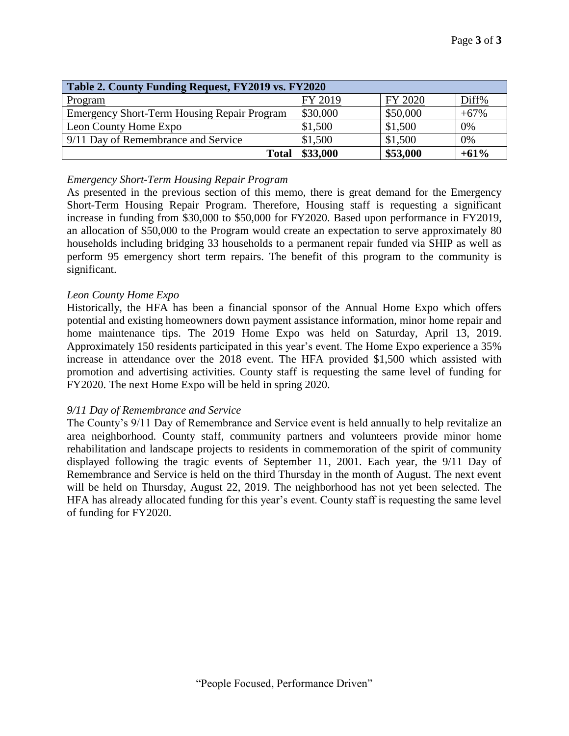| Table 2. County Funding Request, FY2019 vs. FY2020 | | | |
|---|---|---|---|
| Program | FY 2019 | FY 2020 | Diff% |
| Emergency Short-Term Housing Repair Program | $30,000 | $50,000 | +67% |
| Leon County Home Expo | $1,500 | $1,500 | 0% |
| 9/11 Day of Remembrance and Service | $1,500 | $1,500 | 0% |
| **Total** | **$33,000** | **$53,000** | **+61%** |

*Emergency Short-Term Housing Repair Program*

As presented in the previous section of this memo, there is great demand for the Emergency Short-Term Housing Repair Program. Therefore, Housing staff is requesting a significant increase in funding from $30,000 to $50,000 for FY2020. Based upon performance in FY2019, an allocation of $50,000 to the Program would create an expectation to serve approximately 80 households including bridging 33 households to a permanent repair funded via SHIP as well as perform 95 emergency short term repairs. The benefit of this program to the community is significant.

*Leon County Home Expo*

Historically, the HFA has been a financial sponsor of the Annual Home Expo which offers potential and existing homeowners down payment assistance information, minor home repair and home maintenance tips. The 2019 Home Expo was held on Saturday, April 13, 2019. Approximately 150 residents participated in this year's event. The Home Expo experience a 35% increase in attendance over the 2018 event. The HFA provided $1,500 which assisted with promotion and advertising activities. County staff is requesting the same level of funding for FY2020. The next Home Expo will be held in spring 2020.

*9/11 Day of Remembrance and Service*

The County's 9/11 Day of Remembrance and Service event is held annually to help revitalize an area neighborhood. County staff, community partners and volunteers provide minor home rehabilitation and landscape projects to residents in commemoration of the spirit of community displayed following the tragic events of September 11, 2001. Each year, the 9/11 Day of Remembrance and Service is held on the third Thursday in the month of August. The next event will be held on Thursday, August 22, 2019. The neighborhood has not yet been selected. The HFA has already allocated funding for this year's event. County staff is requesting the same level of funding for FY2020.

"People Focused, Performance Driven"